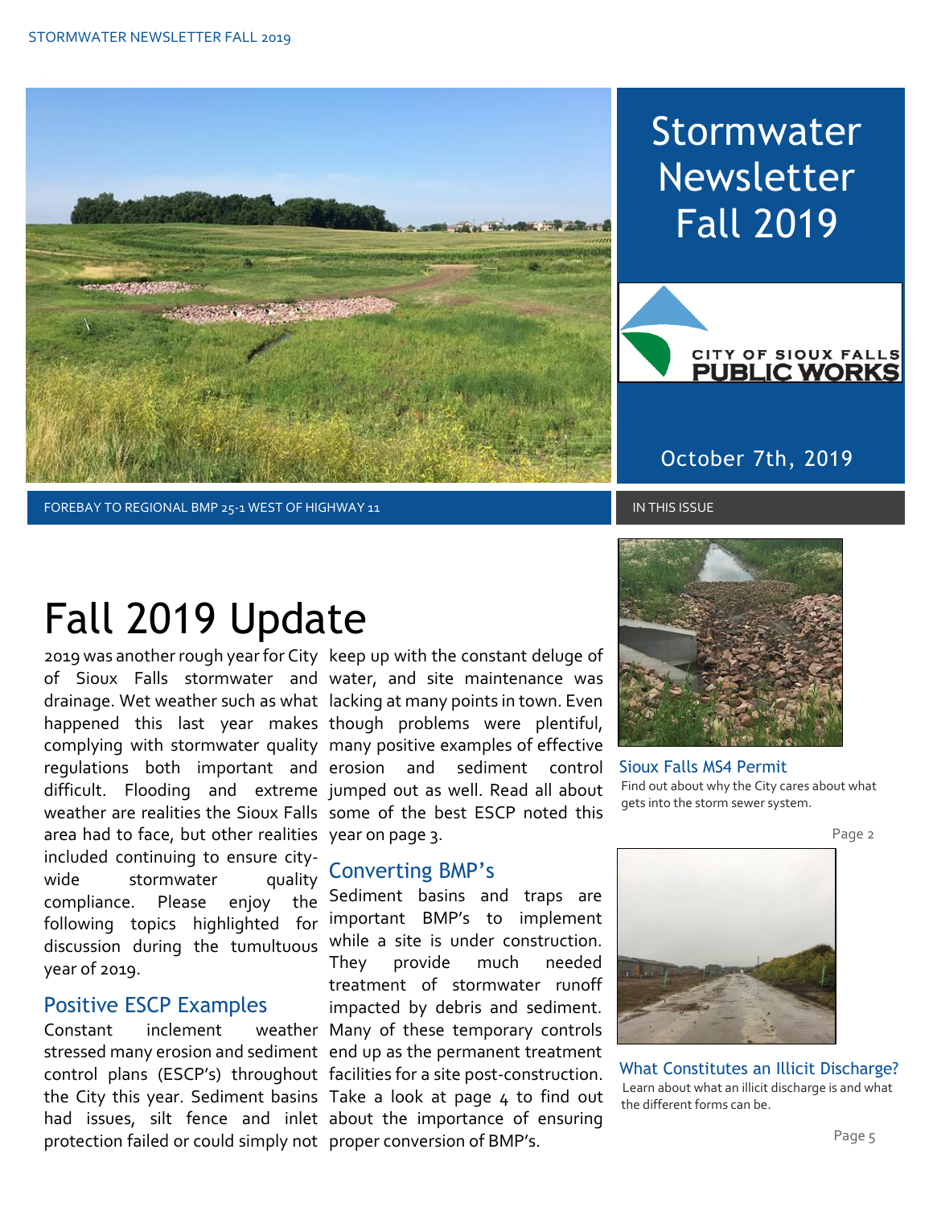# Stormwater Newsletter Fall 2019

CITY OF SIOUX FALLS PUBLIC WORKS

October 7th, 2019

FOREBAY TO REGIONAL BMP 25-1 WEST OF HIGHWAY 11

## Fall 2019 Update

2019 was another rough year for City of Sioux Falls stormwater and drainage. Wet weather such as what happened this last year makes complying with stormwater quality regulations both important and difficult. Flooding and extreme weather are realities the Sioux Falls area had to face, but other realities included continuing to ensure city-wide stormwater quality compliance. Please enjoy the following topics highlighted for discussion during the tumultuous year of 2019.

### Positive ESCP Examples

Constant inclement weather stressed many erosion and sediment control plans (ESCP's) throughout the City this year. Sediment basins had issues, silt fence and inlet protection failed or could simply not keep up with the constant deluge of water, and site maintenance was lacking at many points in town. Even though problems were plentiful, many positive examples of effective erosion and sediment control jumped out as well. Read all about some of the best ESCP noted this year on page 3.

### Converting BMP's

Sediment basins and traps are important BMP's to implement while a site is under construction. They provide much needed treatment of stormwater runoff impacted by debris and sediment. Many of these temporary controls end up as the permanent treatment facilities for a site post-construction. Take a look at page 4 to find out about the importance of ensuring proper conversion of BMP's.

### IN THIS ISSUE

**Sioux Falls MS4 Permit**
Find out about why the City cares about what gets into the storm sewer system.
Page 2

**What Constitutes an Illicit Discharge?**
Learn about what an illicit discharge is and what the different forms can be.
Page 5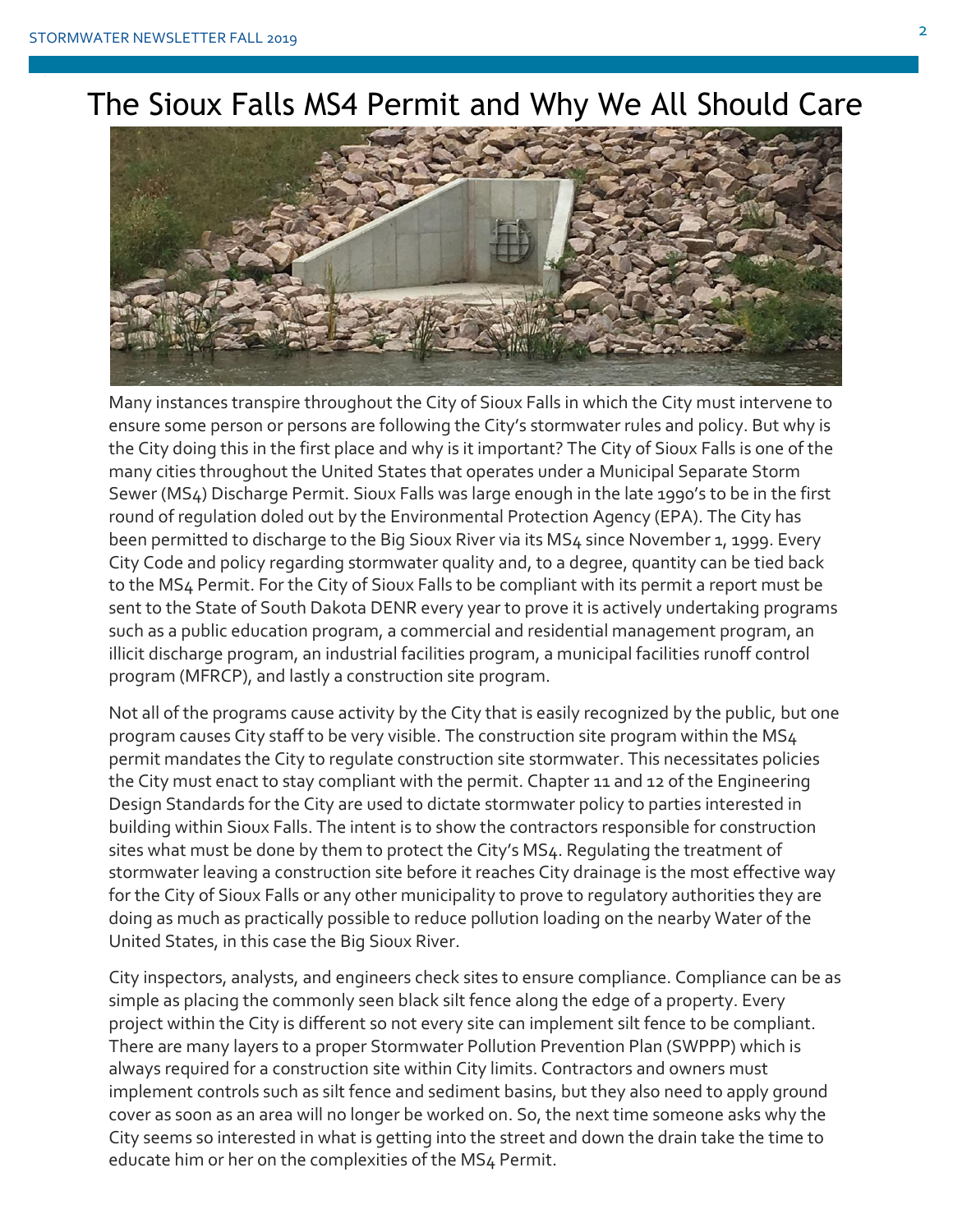# The Sioux Falls MS4 Permit and Why We All Should Care

Many instances transpire throughout the City of Sioux Falls in which the City must intervene to ensure some person or persons are following the City's stormwater rules and policy. But why is the City doing this in the first place and why is it important? The City of Sioux Falls is one of the many cities throughout the United States that operates under a Municipal Separate Storm Sewer (MS4) Discharge Permit. Sioux Falls was large enough in the late 1990's to be in the first round of regulation doled out by the Environmental Protection Agency (EPA). The City has been permitted to discharge to the Big Sioux River via its MS4 since November 1, 1999. Every City Code and policy regarding stormwater quality and, to a degree, quantity can be tied back to the MS4 Permit. For the City of Sioux Falls to be compliant with its permit a report must be sent to the State of South Dakota DENR every year to prove it is actively undertaking programs such as a public education program, a commercial and residential management program, an illicit discharge program, an industrial facilities program, a municipal facilities runoff control program (MFRCP), and lastly a construction site program.

Not all of the programs cause activity by the City that is easily recognized by the public, but one program causes City staff to be very visible. The construction site program within the MS4 permit mandates the City to regulate construction site stormwater. This necessitates policies the City must enact to stay compliant with the permit. Chapter 11 and 12 of the Engineering Design Standards for the City are used to dictate stormwater policy to parties interested in building within Sioux Falls. The intent is to show the contractors responsible for construction sites what must be done by them to protect the City's MS4. Regulating the treatment of stormwater leaving a construction site before it reaches City drainage is the most effective way for the City of Sioux Falls or any other municipality to prove to regulatory authorities they are doing as much as practically possible to reduce pollution loading on the nearby Water of the United States, in this case the Big Sioux River.

City inspectors, analysts, and engineers check sites to ensure compliance. Compliance can be as simple as placing the commonly seen black silt fence along the edge of a property. Every project within the City is different so not every site can implement silt fence to be compliant. There are many layers to a proper Stormwater Pollution Prevention Plan (SWPPP) which is always required for a construction site within City limits. Contractors and owners must implement controls such as silt fence and sediment basins, but they also need to apply ground cover as soon as an area will no longer be worked on. So, the next time someone asks why the City seems so interested in what is getting into the street and down the drain take the time to educate him or her on the complexities of the MS4 Permit.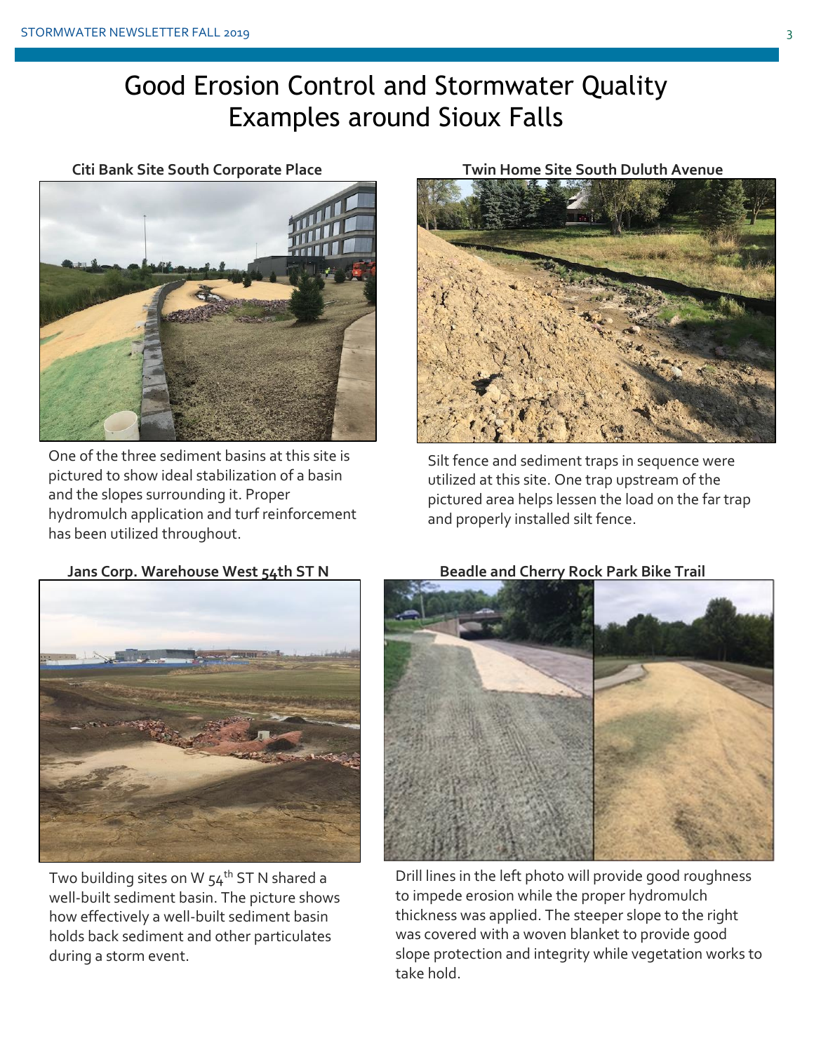# Good Erosion Control and Stormwater Quality Examples around Sioux Falls

**Citi Bank Site South Corporate Place**

One of the three sediment basins at this site is pictured to show ideal stabilization of a basin and the slopes surrounding it. Proper hydromulch application and turf reinforcement has been utilized throughout.

**Twin Home Site South Duluth Avenue**

Silt fence and sediment traps in sequence were utilized at this site. One trap upstream of the pictured area helps lessen the load on the far trap and properly installed silt fence.

**Jans Corp. Warehouse West 54th ST N**

Two building sites on W 54th ST N shared a well-built sediment basin. The picture shows how effectively a well-built sediment basin holds back sediment and other particulates during a storm event.

**Beadle and Cherry Rock Park Bike Trail**

Drill lines in the left photo will provide good roughness to impede erosion while the proper hydromulch thickness was applied. The steeper slope to the right was covered with a woven blanket to provide good slope protection and integrity while vegetation works to take hold.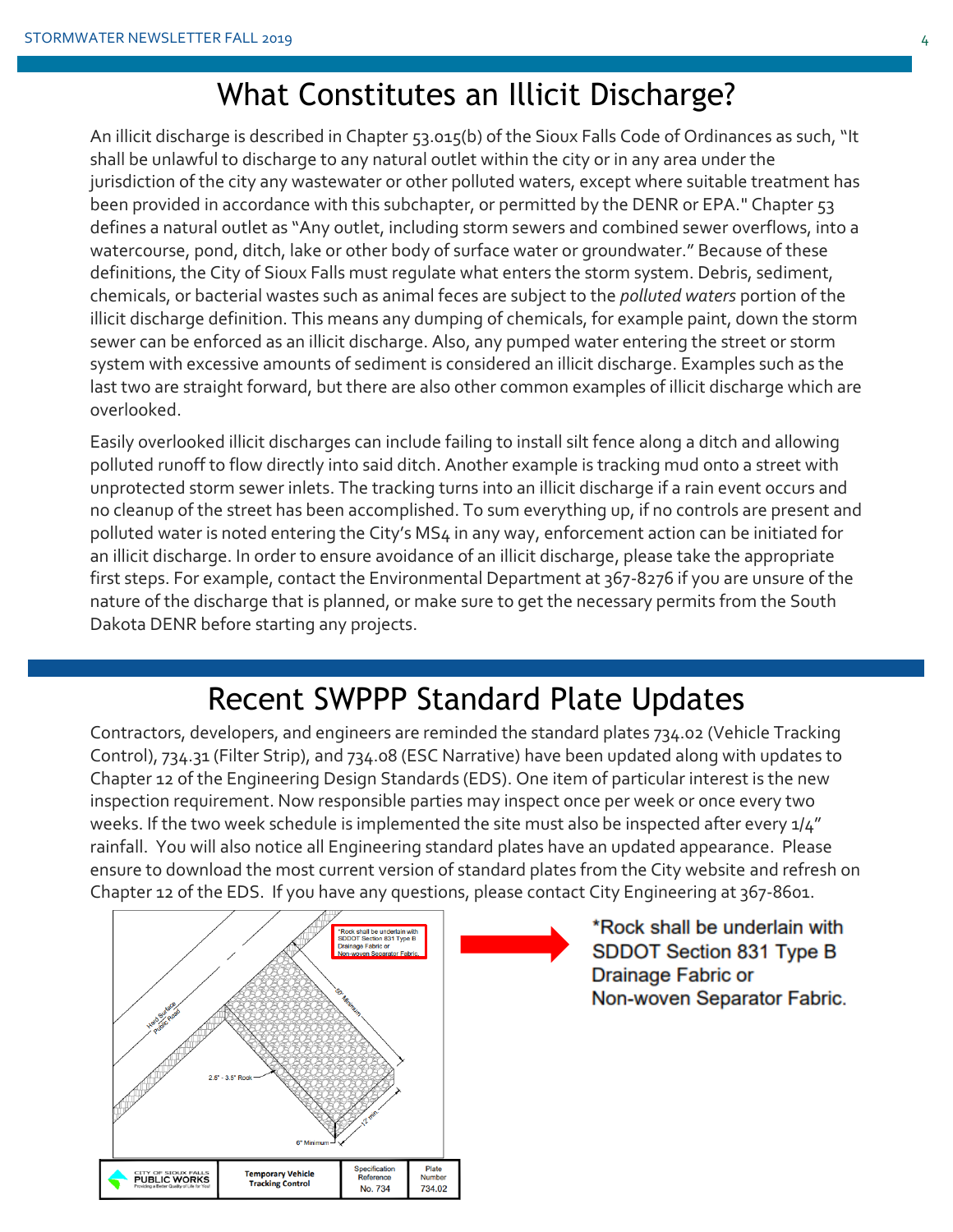# What Constitutes an Illicit Discharge?

An illicit discharge is described in Chapter 53.015(b) of the Sioux Falls Code of Ordinances as such, "It shall be unlawful to discharge to any natural outlet within the city or in any area under the jurisdiction of the city any wastewater or other polluted waters, except where suitable treatment has been provided in accordance with this subchapter, or permitted by the DENR or EPA." Chapter 53 defines a natural outlet as "Any outlet, including storm sewers and combined sewer overflows, into a watercourse, pond, ditch, lake or other body of surface water or groundwater." Because of these definitions, the City of Sioux Falls must regulate what enters the storm system. Debris, sediment, chemicals, or bacterial wastes such as animal feces are subject to the *polluted waters* portion of the illicit discharge definition. This means any dumping of chemicals, for example paint, down the storm sewer can be enforced as an illicit discharge. Also, any pumped water entering the street or storm system with excessive amounts of sediment is considered an illicit discharge. Examples such as the last two are straight forward, but there are also other common examples of illicit discharge which are overlooked.

Easily overlooked illicit discharges can include failing to install silt fence along a ditch and allowing polluted runoff to flow directly into said ditch. Another example is tracking mud onto a street with unprotected storm sewer inlets. The tracking turns into an illicit discharge if a rain event occurs and no cleanup of the street has been accomplished. To sum everything up, if no controls are present and polluted water is noted entering the City's MS4 in any way, enforcement action can be initiated for an illicit discharge. In order to ensure avoidance of an illicit discharge, please take the appropriate first steps. For example, contact the Environmental Department at 367-8276 if you are unsure of the nature of the discharge that is planned, or make sure to get the necessary permits from the South Dakota DENR before starting any projects.

# Recent SWPPP Standard Plate Updates

Contractors, developers, and engineers are reminded the standard plates 734.02 (Vehicle Tracking Control), 734.31 (Filter Strip), and 734.08 (ESC Narrative) have been updated along with updates to Chapter 12 of the Engineering Design Standards (EDS). One item of particular interest is the new inspection requirement. Now responsible parties may inspect once per week or once every two weeks. If the two week schedule is implemented the site must also be inspected after every 1/4" rainfall. You will also notice all Engineering standard plates have an updated appearance. Please ensure to download the most current version of standard plates from the City website and refresh on Chapter 12 of the EDS. If you have any questions, please contact City Engineering at 367-8601.

*Rock shall be underlain with SDDOT Section 831 Type B Drainage Fabric or Non-woven Separator Fabric.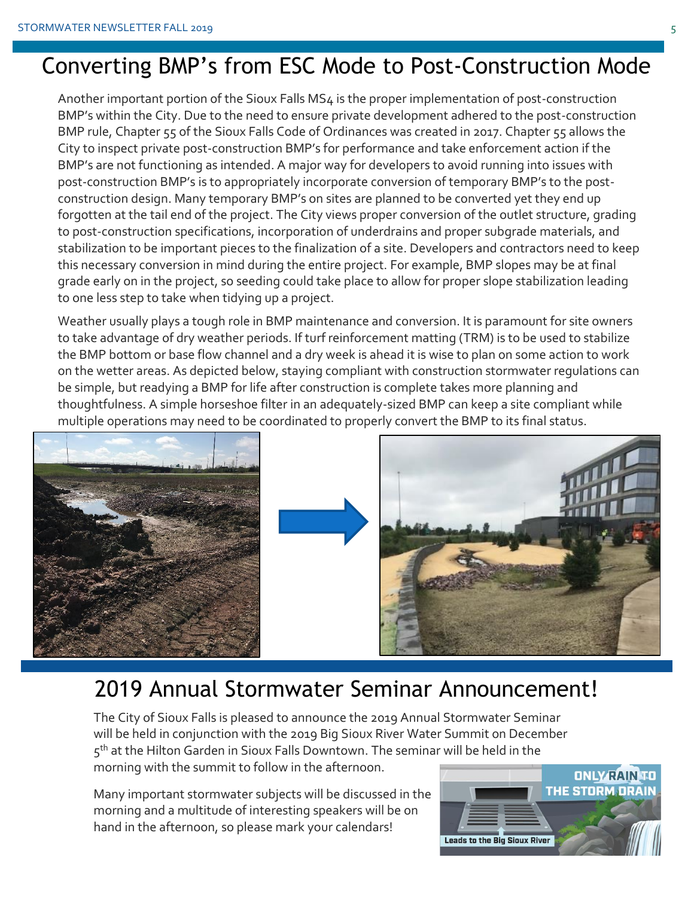# Converting BMP's from ESC Mode to Post-Construction Mode

Another important portion of the Sioux Falls MS4 is the proper implementation of post-construction BMP's within the City. Due to the need to ensure private development adhered to the post-construction BMP rule, Chapter 55 of the Sioux Falls Code of Ordinances was created in 2017. Chapter 55 allows the City to inspect private post-construction BMP's for performance and take enforcement action if the BMP's are not functioning as intended. A major way for developers to avoid running into issues with post-construction BMP's is to appropriately incorporate conversion of temporary BMP's to the post-construction design. Many temporary BMP's on sites are planned to be converted yet they end up forgotten at the tail end of the project. The City views proper conversion of the outlet structure, grading to post-construction specifications, incorporation of underdrains and proper subgrade materials, and stabilization to be important pieces to the finalization of a site. Developers and contractors need to keep this necessary conversion in mind during the entire project. For example, BMP slopes may be at final grade early on in the project, so seeding could take place to allow for proper slope stabilization leading to one less step to take when tidying up a project.

Weather usually plays a tough role in BMP maintenance and conversion. It is paramount for site owners to take advantage of dry weather periods. If turf reinforcement matting (TRM) is to be used to stabilize the BMP bottom or base flow channel and a dry week is ahead it is wise to plan on some action to work on the wetter areas. As depicted below, staying compliant with construction stormwater regulations can be simple, but readying a BMP for life after construction is complete takes more planning and thoughtfulness. A simple horseshoe filter in an adequately-sized BMP can keep a site compliant while multiple operations may need to be coordinated to properly convert the BMP to its final status.

# 2019 Annual Stormwater Seminar Announcement!

The City of Sioux Falls is pleased to announce the 2019 Annual Stormwater Seminar will be held in conjunction with the 2019 Big Sioux River Water Summit on December 5th at the Hilton Garden in Sioux Falls Downtown. The seminar will be held in the morning with the summit to follow in the afternoon.

Many important stormwater subjects will be discussed in the morning and a multitude of interesting speakers will be on hand in the afternoon, so please mark your calendars!